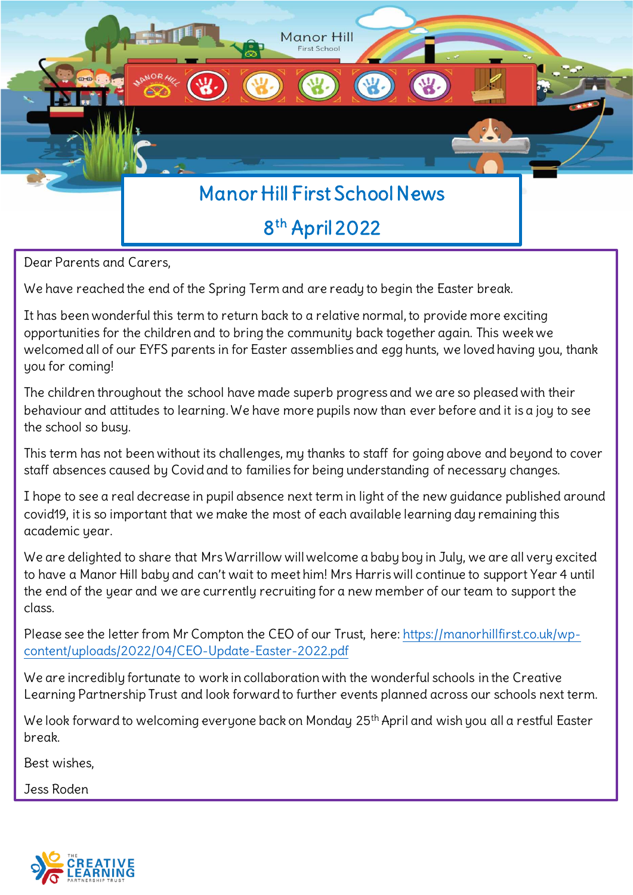# Manor Hill First School News

## 8th April 2022

Dear Parents and Carers,

We have reached the end of the Spring Term and are ready to begin the Easter break.

It has been wonderful this term to return back to a relative normal, to provide more exciting opportunities for the children and to bring the community back together again. This week we welcomed all of our EYFS parents in for Easter assemblies and egg hunts, we loved having you, thank you for coming!

The children throughout the school have made superb progress and we are so pleased with their behaviour and attitudes to learning. We have more pupils now than ever before and it is a joy to see the school so busy.

This term has not been without its challenges, my thanks to staff for going above and beyond to cover staff absences caused by Covid and to families for being understanding of necessary changes.

I hope to see a real decrease in pupil absence next term in light of the new guidance published around covid19, it is so important that we make the most of each available learning day remaining this academic year.

We are delighted to share that Mrs Warrillow will welcome a baby boy in July, we are all very excited to have a Manor Hill baby and can't wait to meet him! Mrs Harris will continue to support Year 4 until the end of the year and we are currently recruiting for a new member of our team to support the class.

Please see the letter from Mr Compton the CEO of our Trust, here: https://manorhillfirst.co.uk/wp-content/uploads/2022/04/CEO-Update-Easter-2022.pdf

We are incredibly fortunate to work in collaboration with the wonderful schools in the Creative Learning Partnership Trust and look forward to further events planned across our schools next term.

We look forward to welcoming everyone back on Monday 25th April and wish you all a restful Easter break.

Best wishes,

Jess Roden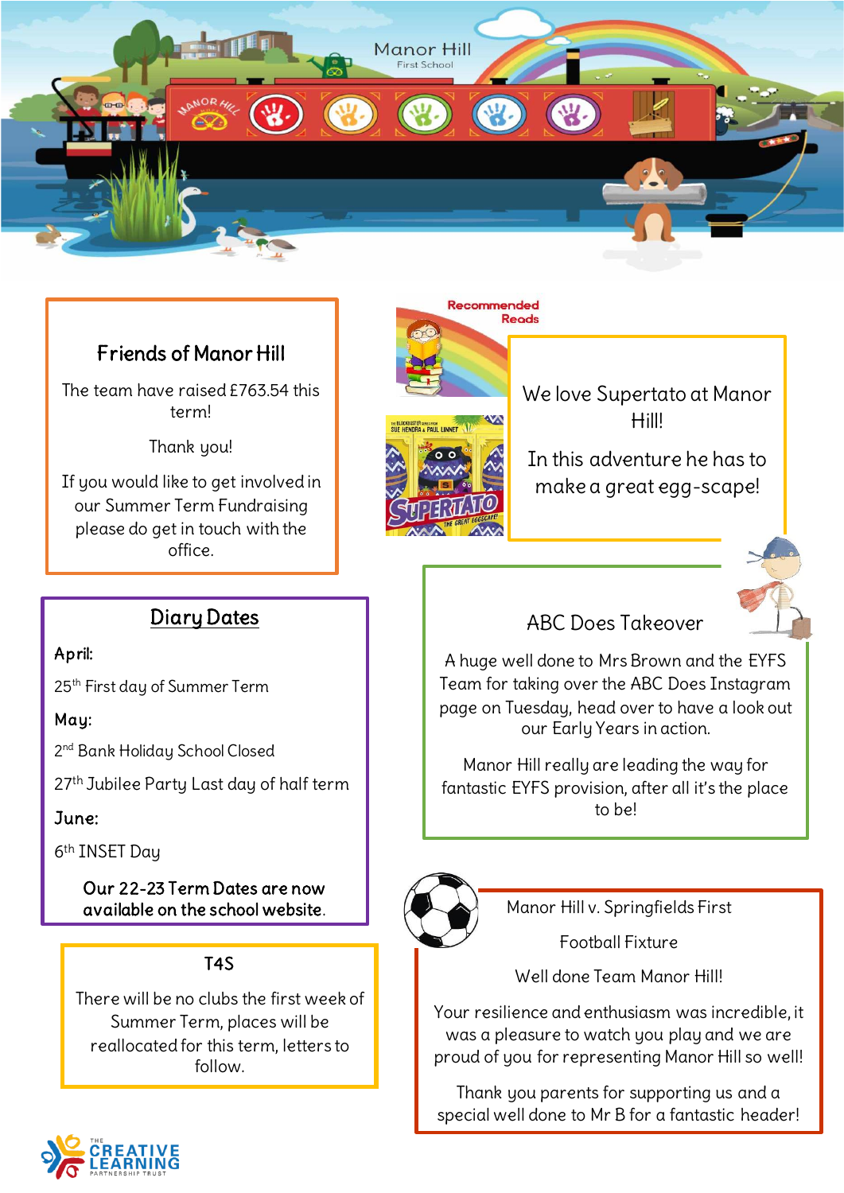Manor Hill
First School

## Friends of Manor Hill

The team have raised £763.54 this term!

Thank you!

If you would like to get involved in our Summer Term Fundraising please do get in touch with the office.

## Diary Dates

**April:**

25th First day of Summer Term

**May:**

2nd Bank Holiday School Closed

27th Jubilee Party Last day of half term

**June:**

6th INSET Day

**Our 22-23 Term Dates are now available on the school website.**

## T4S

There will be no clubs the first week of Summer Term, places will be reallocated for this term, letters to follow.

## Recommended Reads

We love Supertato at Manor Hill!

In this adventure he has to make a great egg-scape!

## ABC Does Takeover

A huge well done to Mrs Brown and the EYFS Team for taking over the ABC Does Instagram page on Tuesday, head over to have a look out our Early Years in action.

Manor Hill really are leading the way for fantastic EYFS provision, after all it's the place to be!

## Manor Hill v. Springfields First

Football Fixture

Well done Team Manor Hill!

Your resilience and enthusiasm was incredible, it was a pleasure to watch you play and we are proud of you for representing Manor Hill so well!

Thank you parents for supporting us and a special well done to Mr B for a fantastic header!

THE CREATIVE LEARNING PARTNERSHIP TRUST